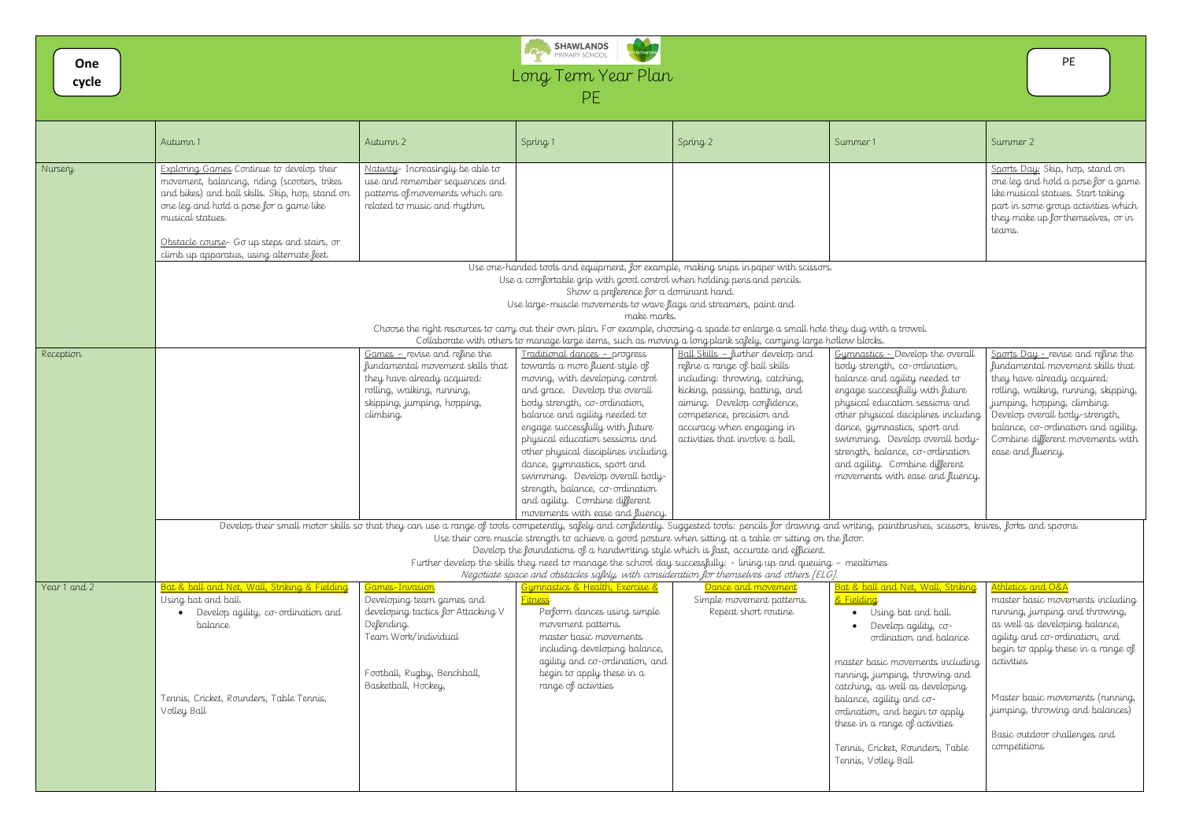**One cycle**

# Long Term Year Plan
## PE

PE

| | Autumn 1 | Autumn 2 | Spring 1 | Spring 2 | Summer 1 | Summer 2 |
|---|---|---|---|---|---|---|
| Nursery | Exploring Games Continue to develop their movement, balancing, riding (scooters, trikes and bikes) and ball skills. Skip, hop, stand on one leg and hold a pose for a game like musical statues.<br><br>Obstacle course- Go up steps and stairs, or climb up apparatus, using alternate feet. | Nativity- Increasingly be able to use and remember sequences and patterns of movements which are related to music and rhythm. | | | | Sports Day: Skip, hop, stand on one leg and hold a pose for a game like musical statues. Start taking part in some group activities which they make up for themselves, or in teams. |
| | Use one-handed tools and equipment, for example, making snips in paper with scissors.<br>Use a comfortable grip with good control when holding pens and pencils.<br>Show a preference for a dominant hand.<br>Use large-muscle movements to wave flags and streamers, paint and make marks.<br>Choose the right resources to carry out their own plan. For example, choosing a spade to enlarge a small hole they dug with a trowel.<br>Collaborate with others to manage large items, such as moving a long plank safely, carrying large hollow blocks. | | | | | |
| Reception | | Games – revise and refine the fundamental movement skills that they have already acquired: rolling, walking, running, skipping, jumping, hopping, climbing. | Traditional dances – progress towards a more fluent style of moving, with developing control and grace. Develop the overall body strength, co-ordination, balance and agility needed to engage successfully with future physical education sessions and other physical disciplines including dance, gymnastics, sport and swimming. Develop overall body-strength, balance, co-ordination and agility. Combine different movements with ease and fluency. | Ball Skills – further develop and refine a range of ball skills including: throwing, catching, kicking, passing, batting, and aiming. Develop confidence, competence, precision and accuracy when engaging in activities that involve a ball. | Gymnastics - Develop the overall body strength, co-ordination, balance and agility needed to engage successfully with future physical education sessions and other physical disciplines including dance, gymnastics, sport and swimming. Develop overall body-strength, balance, co-ordination and agility. Combine different movements with ease and fluency. | Sports Day - revise and refine the fundamental movement skills that they have already acquired: rolling, walking, running, skipping, jumping, hopping, climbing. Develop overall body-strength, balance, co-ordination and agility. Combine different movements with ease and fluency. |
| | Develop their small motor skills so that they can use a range of tools competently, safely and confidently. Suggested tools: pencils for drawing and writing, paintbrushes, scissors, knives, forks and spoons.<br>Use their core muscle strength to achieve a good posture when sitting at a table or sitting on the floor.<br>Develop the foundations of a handwriting style which is fast, accurate and efficient.<br>Further develop the skills they need to manage the school day successfully: - lining up and queuing – mealtimes<br>*Negotiate space and obstacles safely, with consideration for themselves and others [ELG].* | | | | | |
| Year 1 and 2 | Bat & ball and Net, Wall, Striking & Fielding<br>Using bat and ball.<br>• Develop agility, co-ordination and balance<br><br>Tennis, Cricket, Rounders, Table Tennis, Volley Ball | Games-Invasion<br>Developing team games and developing tactics for Attacking V Defending.<br>Team Work/individual<br><br>Football, Rugby, Benchball, Basketball, Hockey, | Gymnastics & Health, Exercise & Fitness<br>Perform dances using simple movement patterns.<br>master basic movements including developing balance, agility and co-ordination, and begin to apply these in a range of activities | Dance and movement<br>Simple movement patterns.<br>Repeat short routine | Bat & ball and Net, Wall, Striking & Fielding<br>• Using bat and ball.<br>• Develop agility, co-ordination and balance<br><br>master basic movements including running, jumping, throwing and catching, as well as developing balance, agility and co-ordination, and begin to apply these in a range of activities<br><br>Tennis, Cricket, Rounders, Table Tennis, Volley Ball | Athletics and O&A<br>master basic movements including running, jumping and throwing, as well as developing balance, agility and co-ordination, and begin to apply these in a range of activities<br><br>Master basic movements (running, jumping, throwing and balances)<br><br>Basic outdoor challenges and competitions |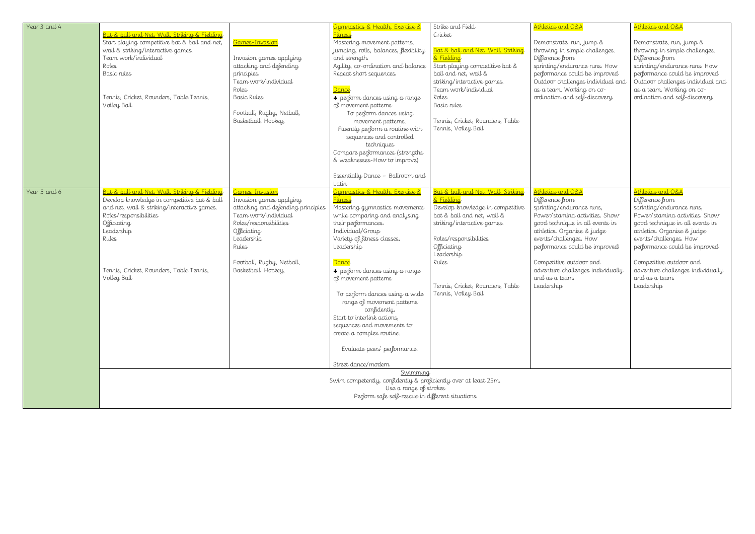| | | | | | | |
|---|---|---|---|---|---|---|
| Year 3 and 4 | Bat & ball and Net, Wall, Striking & Fielding<br>Start playing competitive bat & ball and net, wall & striking/interactive games.<br>Team work/individual<br>Roles<br>Basic rules<br><br>Tennis, Cricket, Rounders, Table Tennis, Volley Ball | Games-Invasion<br><br>Invasion games applying attacking and defending principles.<br>Team work/individual<br>Roles<br>Basic Rules<br><br>Football, Rugby, Netball, Basketball, Hockey, | Gymnastics & Health, Exercise & Fitness<br>Mastering movement patterns, jumping, rolls, balances, flexibility and strength.<br>Agility, co-ordination and balance<br>Repeat short sequences.<br><br>Dance<br>• perform dances using a range of movement patterns<br>To perform dances using movement patterns.<br>Fluently perform a routine with sequences and controlled techniques<br>Compare performances (strengths & weaknesses-How to improve)<br><br>Essentially Dance – Ballroom and Latin | Strike and Field<br>Cricket<br><br>Bat & ball and Net, Wall, Striking & Fielding<br>Start playing competitive bat & ball and net, wall & striking/interactive games.<br>Team work/individual<br>Roles<br>Basic rules<br><br>Tennis, Cricket, Rounders, Table Tennis, Volley Ball | Athletics and O&A<br><br>Demonstrate, run, jump & throwing in simple challenges.<br>Difference from sprinting/endurance runs. How performance could be improved<br>Outdoor challenges individual and as a team. Working on co-ordination and self-discovery. | Athletics and O&A<br><br>Demonstrate, run, jump & throwing in simple challenges.<br>Difference from sprinting/endurance runs. How performance could be improved<br>Outdoor challenges individual and as a team. Working on co-ordination and self-discovery. |
| Year 5 and 6 | Bat & ball and Net, Wall, Striking & Fielding<br>Develop knowledge in competitive bat & ball and net, wall & striking/interactive games.<br>Roles/responsibilities<br>Officiating<br>Leadership<br>Rules<br><br>Tennis, Cricket, Rounders, Table Tennis, Volley Ball | Games-Invasion<br>Invasion games applying attacking and defending principles<br>Team work/individual<br>Roles/responsibilities<br>Officiating<br>Leadership<br>Rules<br><br>Football, Rugby, Netball, Basketball, Hockey, | Gymnastics & Health, Exercise & Fitness<br>Mastering gymnastics movements while comparing and analysing their performances.<br>Individual/Group<br>Variety of fitness classes.<br>Leadership<br><br>Dance<br>• perform dances using a range of movement patterns<br><br>To perform dances using a wide range of movement patterns confidently.<br>Start to interlink actions, sequences and movements to create a complex routine.<br><br>Evaluate peers' performance.<br><br>Street dance/modern | Bat & ball and Net, Wall, Striking & Fielding<br>Develop knowledge in competitive bat & ball and net, wall & striking/interactive games.<br><br>Roles/responsibilities<br>Officiating<br>Leadership<br>Rules<br><br>Tennis, Cricket, Rounders, Table Tennis, Volley Ball | Athletics and O&A<br>Difference from sprinting/endurance runs, Power/stamina activities. Show good technique in all events in athletics. Organise & judge events/challenges. How performance could be improved!<br><br>Competitive outdoor and adventure challenges individually and as a team.<br>Leadership | Athletics and O&A<br>Difference from sprinting/endurance runs, Power/stamina activities. Show good technique in all events in athletics. Organise & judge events/challenges. How performance could be improved!<br><br>Competitive outdoor and adventure challenges individually and as a team.<br>Leadership |
| | Swimming<br>Swim competently, confidently & proficiently over at least 25m.<br>Use a range of strokes<br>Perform safe self-rescue in different situations | | | | | |